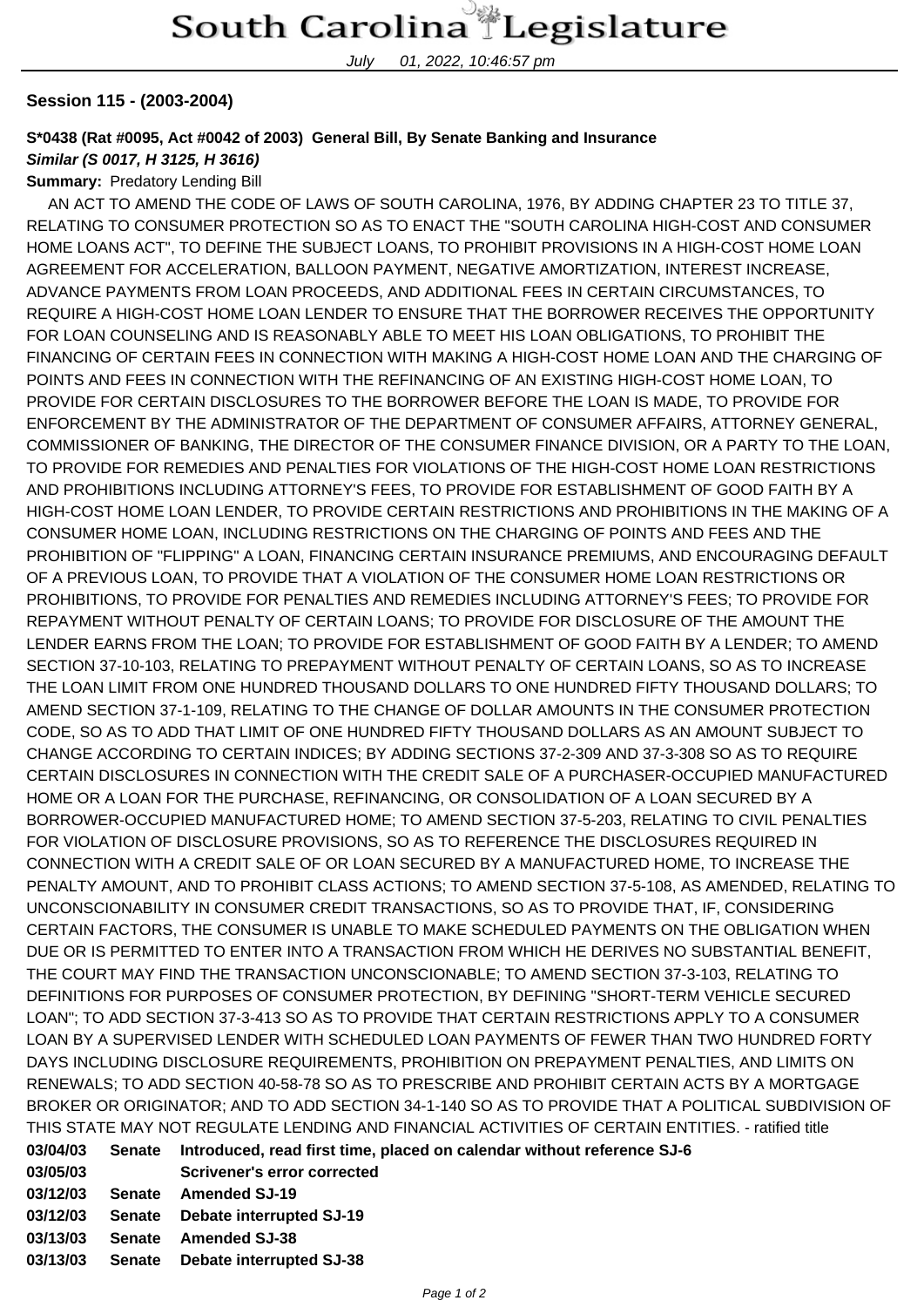# South Carolina Legislature

July 01, 2022, 10:46:57 pm

**Session 115 - (2003-2004)**

**S*0438 (Rat #0095, Act #0042 of 2003) General Bill, By Senate Banking and Insurance**
***Similar (S 0017, H 3125, H 3616)***

**Summary:** Predatory Lending Bill

AN ACT TO AMEND THE CODE OF LAWS OF SOUTH CAROLINA, 1976, BY ADDING CHAPTER 23 TO TITLE 37, RELATING TO CONSUMER PROTECTION SO AS TO ENACT THE "SOUTH CAROLINA HIGH-COST AND CONSUMER HOME LOANS ACT", TO DEFINE THE SUBJECT LOANS, TO PROHIBIT PROVISIONS IN A HIGH-COST HOME LOAN AGREEMENT FOR ACCELERATION, BALLOON PAYMENT, NEGATIVE AMORTIZATION, INTEREST INCREASE, ADVANCE PAYMENTS FROM LOAN PROCEEDS, AND ADDITIONAL FEES IN CERTAIN CIRCUMSTANCES, TO REQUIRE A HIGH-COST HOME LOAN LENDER TO ENSURE THAT THE BORROWER RECEIVES THE OPPORTUNITY FOR LOAN COUNSELING AND IS REASONABLY ABLE TO MEET HIS LOAN OBLIGATIONS, TO PROHIBIT THE FINANCING OF CERTAIN FEES IN CONNECTION WITH MAKING A HIGH-COST HOME LOAN AND THE CHARGING OF POINTS AND FEES IN CONNECTION WITH THE REFINANCING OF AN EXISTING HIGH-COST HOME LOAN, TO PROVIDE FOR CERTAIN DISCLOSURES TO THE BORROWER BEFORE THE LOAN IS MADE, TO PROVIDE FOR ENFORCEMENT BY THE ADMINISTRATOR OF THE DEPARTMENT OF CONSUMER AFFAIRS, ATTORNEY GENERAL, COMMISSIONER OF BANKING, THE DIRECTOR OF THE CONSUMER FINANCE DIVISION, OR A PARTY TO THE LOAN, TO PROVIDE FOR REMEDIES AND PENALTIES FOR VIOLATIONS OF THE HIGH-COST HOME LOAN RESTRICTIONS AND PROHIBITIONS INCLUDING ATTORNEY'S FEES, TO PROVIDE FOR ESTABLISHMENT OF GOOD FAITH BY A HIGH-COST HOME LOAN LENDER, TO PROVIDE CERTAIN RESTRICTIONS AND PROHIBITIONS IN THE MAKING OF A CONSUMER HOME LOAN, INCLUDING RESTRICTIONS ON THE CHARGING OF POINTS AND FEES AND THE PROHIBITION OF "FLIPPING" A LOAN, FINANCING CERTAIN INSURANCE PREMIUMS, AND ENCOURAGING DEFAULT OF A PREVIOUS LOAN, TO PROVIDE THAT A VIOLATION OF THE CONSUMER HOME LOAN RESTRICTIONS OR PROHIBITIONS, TO PROVIDE FOR PENALTIES AND REMEDIES INCLUDING ATTORNEY'S FEES; TO PROVIDE FOR REPAYMENT WITHOUT PENALTY OF CERTAIN LOANS; TO PROVIDE FOR DISCLOSURE OF THE AMOUNT THE LENDER EARNS FROM THE LOAN; TO PROVIDE FOR ESTABLISHMENT OF GOOD FAITH BY A LENDER; TO AMEND SECTION 37-10-103, RELATING TO PREPAYMENT WITHOUT PENALTY OF CERTAIN LOANS, SO AS TO INCREASE THE LOAN LIMIT FROM ONE HUNDRED THOUSAND DOLLARS TO ONE HUNDRED FIFTY THOUSAND DOLLARS; TO AMEND SECTION 37-1-109, RELATING TO THE CHANGE OF DOLLAR AMOUNTS IN THE CONSUMER PROTECTION CODE, SO AS TO ADD THAT LIMIT OF ONE HUNDRED FIFTY THOUSAND DOLLARS AS AN AMOUNT SUBJECT TO CHANGE ACCORDING TO CERTAIN INDICES; BY ADDING SECTIONS 37-2-309 AND 37-3-308 SO AS TO REQUIRE CERTAIN DISCLOSURES IN CONNECTION WITH THE CREDIT SALE OF A PURCHASER-OCCUPIED MANUFACTURED HOME OR A LOAN FOR THE PURCHASE, REFINANCING, OR CONSOLIDATION OF A LOAN SECURED BY A BORROWER-OCCUPIED MANUFACTURED HOME; TO AMEND SECTION 37-5-203, RELATING TO CIVIL PENALTIES FOR VIOLATION OF DISCLOSURE PROVISIONS, SO AS TO REFERENCE THE DISCLOSURES REQUIRED IN CONNECTION WITH A CREDIT SALE OF OR LOAN SECURED BY A MANUFACTURED HOME, TO INCREASE THE PENALTY AMOUNT, AND TO PROHIBIT CLASS ACTIONS; TO AMEND SECTION 37-5-108, AS AMENDED, RELATING TO UNCONSCIONABILITY IN CONSUMER CREDIT TRANSACTIONS, SO AS TO PROVIDE THAT, IF, CONSIDERING CERTAIN FACTORS, THE CONSUMER IS UNABLE TO MAKE SCHEDULED PAYMENTS ON THE OBLIGATION WHEN DUE OR IS PERMITTED TO ENTER INTO A TRANSACTION FROM WHICH HE DERIVES NO SUBSTANTIAL BENEFIT, THE COURT MAY FIND THE TRANSACTION UNCONSCIONABLE; TO AMEND SECTION 37-3-103, RELATING TO DEFINITIONS FOR PURPOSES OF CONSUMER PROTECTION, BY DEFINING "SHORT-TERM VEHICLE SECURED LOAN"; TO ADD SECTION 37-3-413 SO AS TO PROVIDE THAT CERTAIN RESTRICTIONS APPLY TO A CONSUMER LOAN BY A SUPERVISED LENDER WITH SCHEDULED LOAN PAYMENTS OF FEWER THAN TWO HUNDRED FORTY DAYS INCLUDING DISCLOSURE REQUIREMENTS, PROHIBITION ON PREPAYMENT PENALTIES, AND LIMITS ON RENEWALS; TO ADD SECTION 40-58-78 SO AS TO PRESCRIBE AND PROHIBIT CERTAIN ACTS BY A MORTGAGE BROKER OR ORIGINATOR; AND TO ADD SECTION 34-1-140 SO AS TO PROVIDE THAT A POLITICAL SUBDIVISION OF THIS STATE MAY NOT REGULATE LENDING AND FINANCIAL ACTIVITIES OF CERTAIN ENTITIES. - ratified title

| | | |
|---|---|---|
| **03/04/03** | **Senate** | **Introduced, read first time, placed on calendar without reference SJ-6** |
| **03/05/03** | | **Scrivener's error corrected** |
| **03/12/03** | **Senate** | **Amended SJ-19** |
| **03/12/03** | **Senate** | **Debate interrupted SJ-19** |
| **03/13/03** | **Senate** | **Amended SJ-38** |
| **03/13/03** | **Senate** | **Debate interrupted SJ-38** |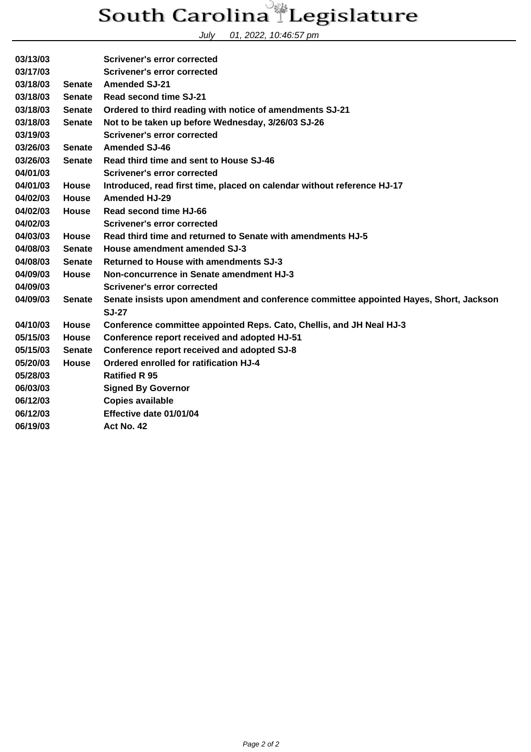| | | |
|---|---|---|
| **03/13/03** | | **Scrivener's error corrected** |
| **03/17/03** | | **Scrivener's error corrected** |
| **03/18/03** | **Senate** | **Amended SJ-21** |
| **03/18/03** | **Senate** | **Read second time SJ-21** |
| **03/18/03** | **Senate** | **Ordered to third reading with notice of amendments SJ-21** |
| **03/18/03** | **Senate** | **Not to be taken up before Wednesday, 3/26/03 SJ-26** |
| **03/19/03** | | **Scrivener's error corrected** |
| **03/26/03** | **Senate** | **Amended SJ-46** |
| **03/26/03** | **Senate** | **Read third time and sent to House SJ-46** |
| **04/01/03** | | **Scrivener's error corrected** |
| **04/01/03** | **House** | **Introduced, read first time, placed on calendar without reference HJ-17** |
| **04/02/03** | **House** | **Amended HJ-29** |
| **04/02/03** | **House** | **Read second time HJ-66** |
| **04/02/03** | | **Scrivener's error corrected** |
| **04/03/03** | **House** | **Read third time and returned to Senate with amendments HJ-5** |
| **04/08/03** | **Senate** | **House amendment amended SJ-3** |
| **04/08/03** | **Senate** | **Returned to House with amendments SJ-3** |
| **04/09/03** | **House** | **Non-concurrence in Senate amendment HJ-3** |
| **04/09/03** | | **Scrivener's error corrected** |
| **04/09/03** | **Senate** | **Senate insists upon amendment and conference committee appointed Hayes, Short, Jackson SJ-27** |
| **04/10/03** | **House** | **Conference committee appointed Reps. Cato, Chellis, and JH Neal HJ-3** |
| **05/15/03** | **House** | **Conference report received and adopted HJ-51** |
| **05/15/03** | **Senate** | **Conference report received and adopted SJ-8** |
| **05/20/03** | **House** | **Ordered enrolled for ratification HJ-4** |
| **05/28/03** | | **Ratified R 95** |
| **06/03/03** | | **Signed By Governor** |
| **06/12/03** | | **Copies available** |
| **06/12/03** | | **Effective date 01/01/04** |
| **06/19/03** | | **Act No. 42** |